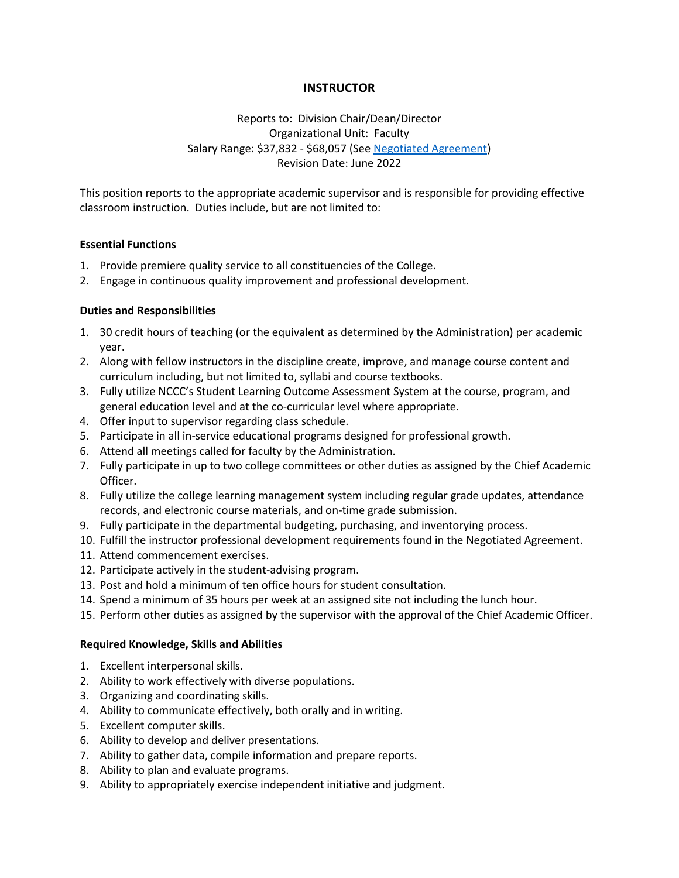# INSTRUCTOR

Reports to: Division Chair/Dean/Director
Organizational Unit: Faculty
Salary Range: $37,832 - $68,057 (See [Negotiated Agreement])
Revision Date: June 2022

This position reports to the appropriate academic supervisor and is responsible for providing effective classroom instruction. Duties include, but are not limited to:

### Essential Functions

1. Provide premiere quality service to all constituencies of the College.
2. Engage in continuous quality improvement and professional development.

### Duties and Responsibilities

1. 30 credit hours of teaching (or the equivalent as determined by the Administration) per academic year.
2. Along with fellow instructors in the discipline create, improve, and manage course content and curriculum including, but not limited to, syllabi and course textbooks.
3. Fully utilize NCCC's Student Learning Outcome Assessment System at the course, program, and general education level and at the co-curricular level where appropriate.
4. Offer input to supervisor regarding class schedule.
5. Participate in all in-service educational programs designed for professional growth.
6. Attend all meetings called for faculty by the Administration.
7. Fully participate in up to two college committees or other duties as assigned by the Chief Academic Officer.
8. Fully utilize the college learning management system including regular grade updates, attendance records, and electronic course materials, and on-time grade submission.
9. Fully participate in the departmental budgeting, purchasing, and inventorying process.
10. Fulfill the instructor professional development requirements found in the Negotiated Agreement.
11. Attend commencement exercises.
12. Participate actively in the student-advising program.
13. Post and hold a minimum of ten office hours for student consultation.
14. Spend a minimum of 35 hours per week at an assigned site not including the lunch hour.
15. Perform other duties as assigned by the supervisor with the approval of the Chief Academic Officer.

### Required Knowledge, Skills and Abilities

1. Excellent interpersonal skills.
2. Ability to work effectively with diverse populations.
3. Organizing and coordinating skills.
4. Ability to communicate effectively, both orally and in writing.
5. Excellent computer skills.
6. Ability to develop and deliver presentations.
7. Ability to gather data, compile information and prepare reports.
8. Ability to plan and evaluate programs.
9. Ability to appropriately exercise independent initiative and judgment.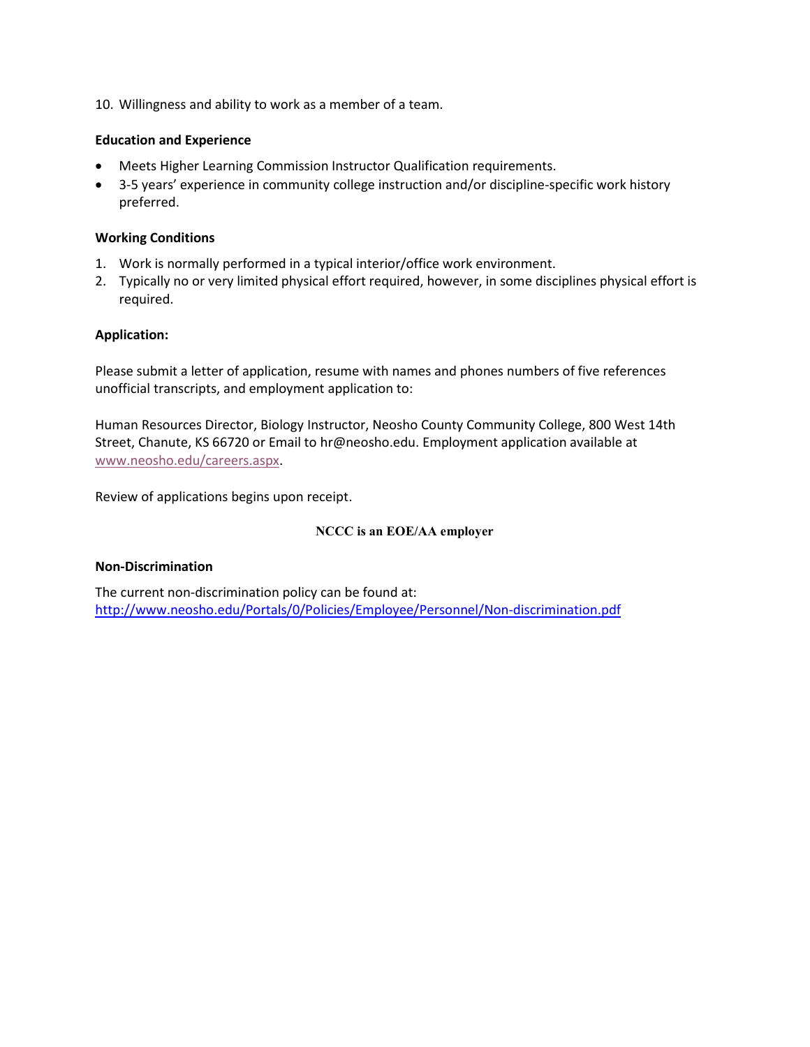10. Willingness and ability to work as a member of a team.

**Education and Experience**

- Meets Higher Learning Commission Instructor Qualification requirements.
- 3-5 years' experience in community college instruction and/or discipline-specific work history preferred.

**Working Conditions**

1. Work is normally performed in a typical interior/office work environment.
2. Typically no or very limited physical effort required, however, in some disciplines physical effort is required.

**Application:**

Please submit a letter of application, resume with names and phones numbers of five references unofficial transcripts, and employment application to:

Human Resources Director, Biology Instructor, Neosho County Community College, 800 West 14th Street, Chanute, KS 66720 or Email to hr@neosho.edu. Employment application available at www.neosho.edu/careers.aspx.

Review of applications begins upon receipt.

**NCCC is an EOE/AA employer**

**Non-Discrimination**

The current non-discrimination policy can be found at:
http://www.neosho.edu/Portals/0/Policies/Employee/Personnel/Non-discrimination.pdf